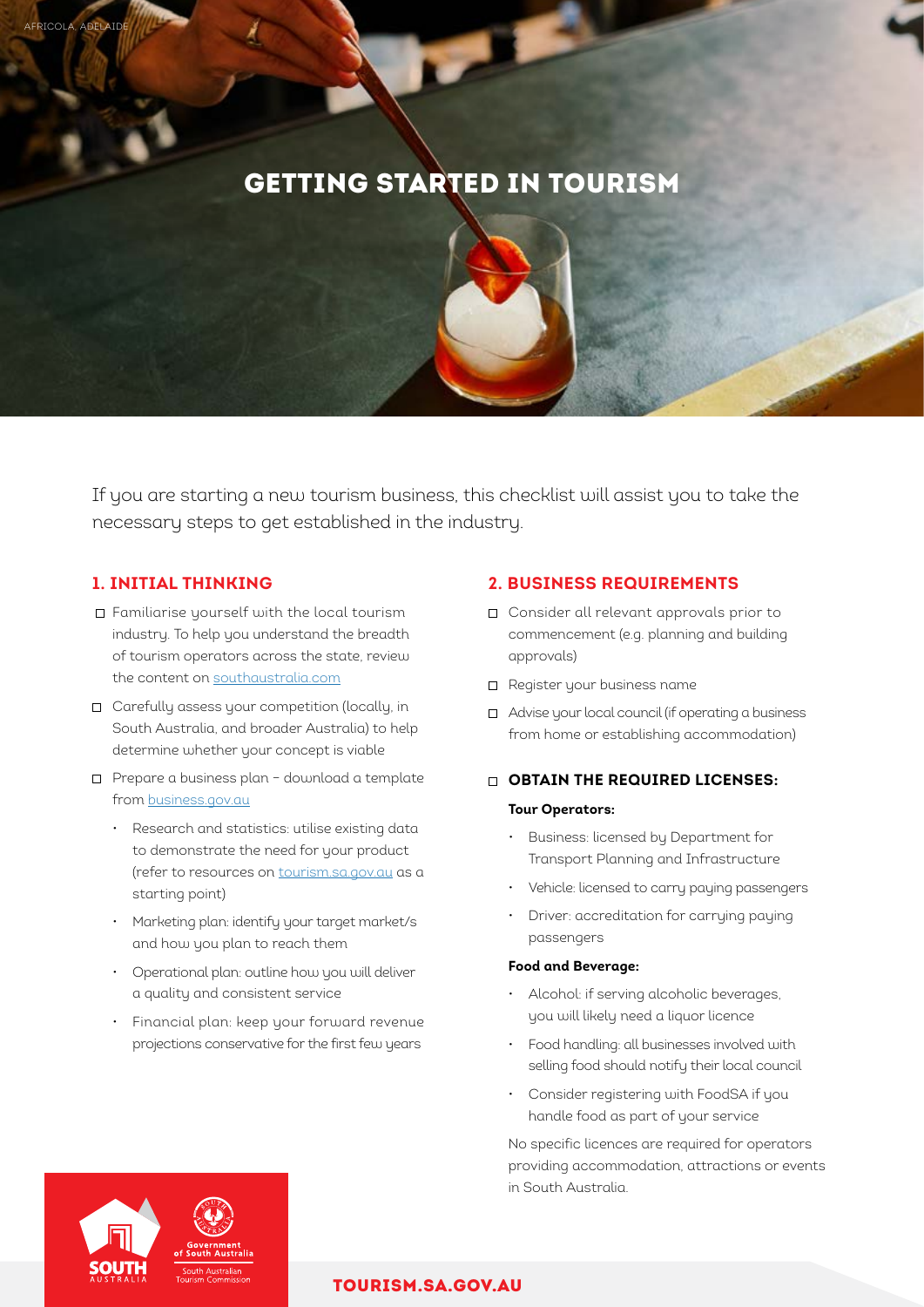AFRICOLA, ADELAIDE

# GETTING STARTED IN TOURISM

If you are starting a new tourism business, this checklist will assist you to take the necessary steps to get established in the industry.

## 1. INITIAL THINKING

- ☐ Familiarise yourself with the local tourism industry. To help you understand the breadth of tourism operators across the state, review the content on southaustralia.com
- ☐ Carefully assess your competition (locally, in South Australia, and broader Australia) to help determine whether your concept is viable
- ☐ Prepare a business plan – download a template from business.gov.au
  - Research and statistics: utilise existing data to demonstrate the need for your product (refer to resources on tourism.sa.gov.au as a starting point)
  - Marketing plan: identify your target market/s and how you plan to reach them
  - Operational plan: outline how you will deliver a quality and consistent service
  - Financial plan: keep your forward revenue projections conservative for the first few years

## 2. BUSINESS REQUIREMENTS

- ☐ Consider all relevant approvals prior to commencement (e.g. planning and building approvals)
- ☐ Register your business name
- ☐ Advise your local council (if operating a business from home or establishing accommodation)

### ☐ OBTAIN THE REQUIRED LICENSES:

**Tour Operators:**

- Business: licensed by Department for Transport Planning and Infrastructure
- Vehicle: licensed to carry paying passengers
- Driver: accreditation for carrying paying passengers

**Food and Beverage:**

- Alcohol: if serving alcoholic beverages, you will likely need a liquor licence
- Food handling: all businesses involved with selling food should notify their local council
- Consider registering with FoodSA if you handle food as part of your service

No specific licences are required for operators providing accommodation, attractions or events in South Australia.

SOUTH AUSTRALIA | Government of South Australia | South Australian Tourism Commission

TOURISM.SA.GOV.AU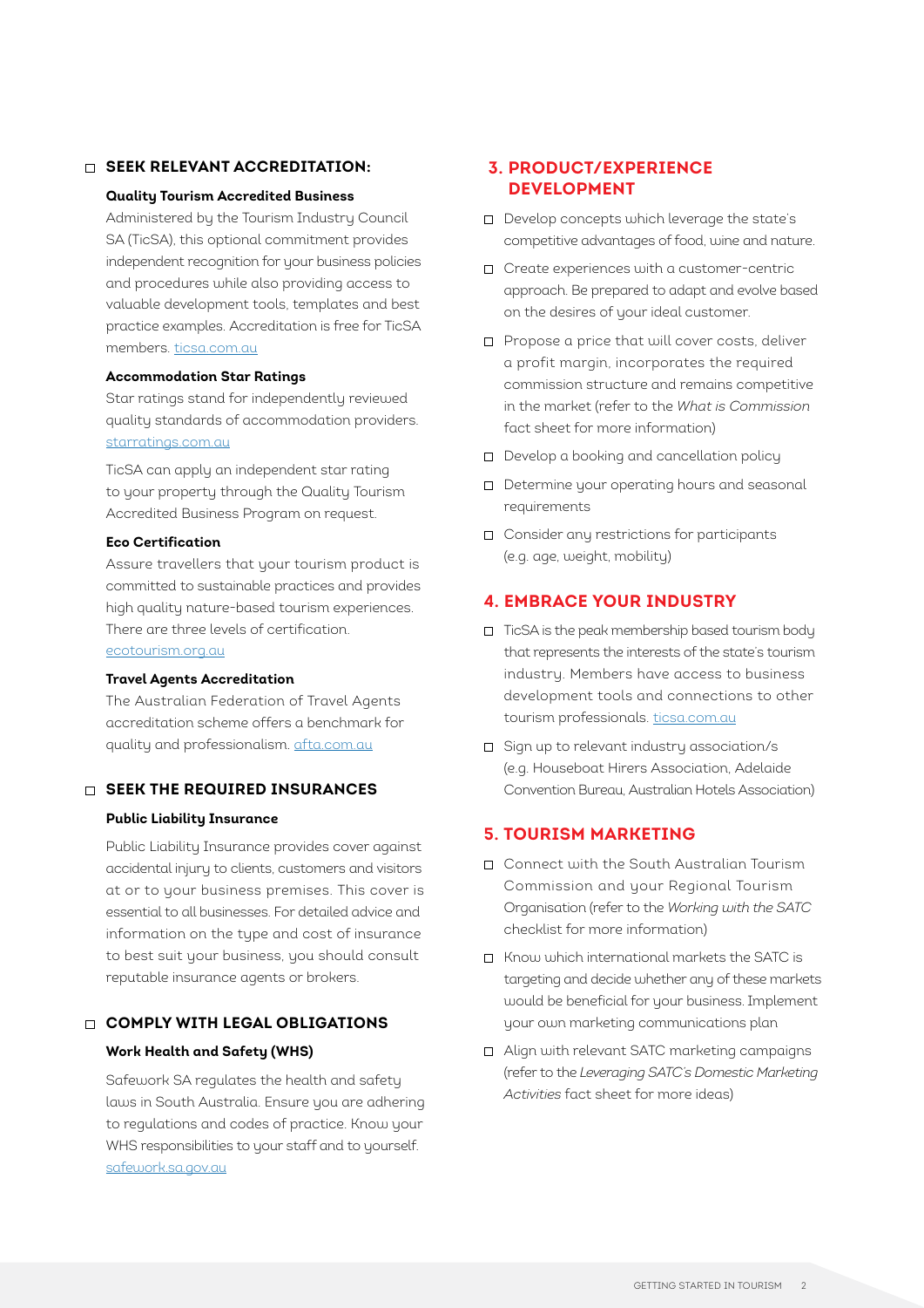- [ ] **SEEK RELEVANT ACCREDITATION:**

  **Quality Tourism Accredited Business**

  Administered by the Tourism Industry Council SA (TicSA), this optional commitment provides independent recognition for your business policies and procedures while also providing access to valuable development tools, templates and best practice examples. Accreditation is free for TicSA members. ticsa.com.au

  **Accommodation Star Ratings**

  Star ratings stand for independently reviewed quality standards of accommodation providers. starratings.com.au

  TicSA can apply an independent star rating to your property through the Quality Tourism Accredited Business Program on request.

  **Eco Certification**

  Assure travellers that your tourism product is committed to sustainable practices and provides high quality nature-based tourism experiences. There are three levels of certification. ecotourism.org.au

  **Travel Agents Accreditation**

  The Australian Federation of Travel Agents accreditation scheme offers a benchmark for quality and professionalism. afta.com.au

- [ ] **SEEK THE REQUIRED INSURANCES**

  **Public Liability Insurance**

  Public Liability Insurance provides cover against accidental injury to clients, customers and visitors at or to your business premises. This cover is essential to all businesses. For detailed advice and information on the type and cost of insurance to best suit your business, you should consult reputable insurance agents or brokers.

- [ ] **COMPLY WITH LEGAL OBLIGATIONS**

  **Work Health and Safety (WHS)**

  Safework SA regulates the health and safety laws in South Australia. Ensure you are adhering to regulations and codes of practice. Know your WHS responsibilities to your staff and to yourself. safework.sa.gov.au

## 3. PRODUCT/EXPERIENCE DEVELOPMENT

- [ ] Develop concepts which leverage the state's competitive advantages of food, wine and nature.
- [ ] Create experiences with a customer-centric approach. Be prepared to adapt and evolve based on the desires of your ideal customer.
- [ ] Propose a price that will cover costs, deliver a profit margin, incorporates the required commission structure and remains competitive in the market (refer to the *What is Commission* fact sheet for more information)
- [ ] Develop a booking and cancellation policy
- [ ] Determine your operating hours and seasonal requirements
- [ ] Consider any restrictions for participants (e.g. age, weight, mobility)

## 4. EMBRACE YOUR INDUSTRY

- [ ] TicSA is the peak membership based tourism body that represents the interests of the state's tourism industry. Members have access to business development tools and connections to other tourism professionals. ticsa.com.au
- [ ] Sign up to relevant industry association/s (e.g. Houseboat Hirers Association, Adelaide Convention Bureau, Australian Hotels Association)

## 5. TOURISM MARKETING

- [ ] Connect with the South Australian Tourism Commission and your Regional Tourism Organisation (refer to the *Working with the SATC* checklist for more information)
- [ ] Know which international markets the SATC is targeting and decide whether any of these markets would be beneficial for your business. Implement your own marketing communications plan
- [ ] Align with relevant SATC marketing campaigns (refer to the *Leveraging SATC's Domestic Marketing Activities* fact sheet for more ideas)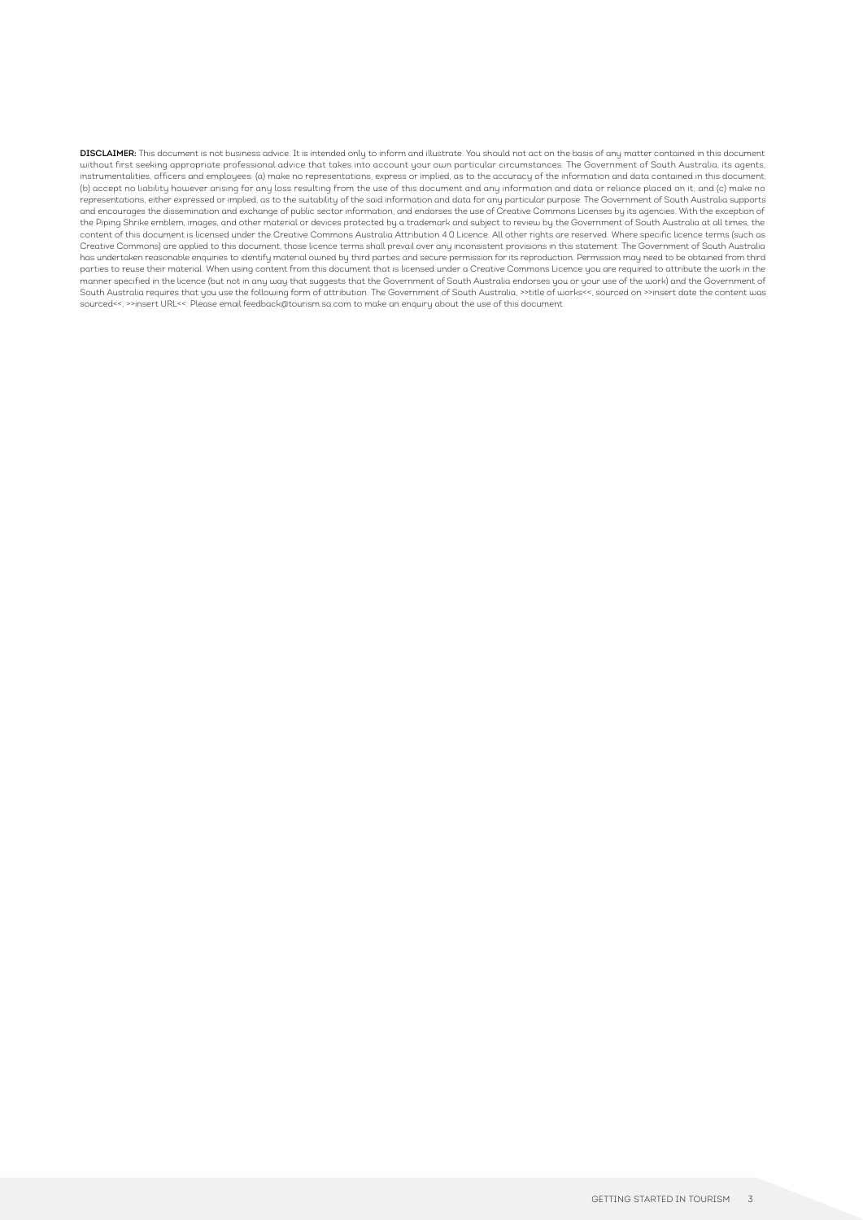**DISCLAIMER:** This document is not business advice. It is intended only to inform and illustrate. You should not act on the basis of any matter contained in this document without first seeking appropriate professional advice that takes into account your own particular circumstances. The Government of South Australia, its agents, instrumentalities, officers and employees: (a) make no representations, express or implied, as to the accuracy of the information and data contained in this document; (b) accept no liability however arising for any loss resulting from the use of this document and any information and data or reliance placed on it; and (c) make no representations, either expressed or implied, as to the suitability of the said information and data for any particular purpose. The Government of South Australia supports and encourages the dissemination and exchange of public sector information, and endorses the use of Creative Commons Licenses by its agencies. With the exception of the Piping Shrike emblem, images, and other material or devices protected by a trademark and subject to review by the Government of South Australia at all times, the content of this document is licensed under the Creative Commons Australia Attribution 4.0 Licence. All other rights are reserved. Where specific licence terms (such as Creative Commons) are applied to this document, those licence terms shall prevail over any inconsistent provisions in this statement. The Government of South Australia has undertaken reasonable enquiries to identify material owned by third parties and secure permission for its reproduction. Permission may need to be obtained from third parties to reuse their material. When using content from this document that is licensed under a Creative Commons Licence you are required to attribute the work in the manner specified in the licence (but not in any way that suggests that the Government of South Australia endorses you or your use of the work) and the Government of South Australia requires that you use the following form of attribution. The Government of South Australia, >>title of works<<, sourced on >>insert date the content was sourced<<, >>insert URL<<. Please email feedback@tourism.sa.com to make an enquiry about the use of this document.